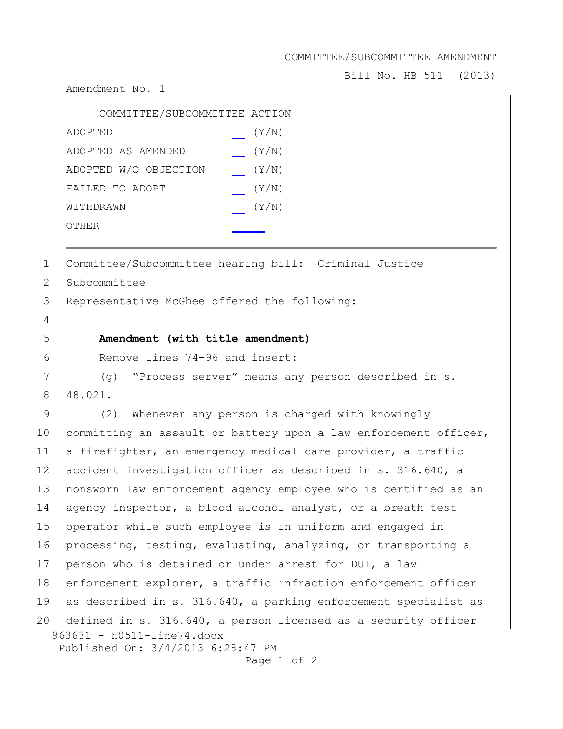COMMITTEE/SUBCOMMITTEE AMENDMENT

Bill No. HB 511 (2013)

Amendment No. 1

| COMMITTEE/SUBCOMMITTEE ACTION | |
|---|---|
| ADOPTED | __ (Y/N) |
| ADOPTED AS AMENDED | __ (Y/N) |
| ADOPTED W/O OBJECTION | __ (Y/N) |
| FAILED TO ADOPT | __ (Y/N) |
| WITHDRAWN | __ (Y/N) |
| OTHER | ______ |

---

1 Committee/Subcommittee hearing bill: Criminal Justice
2 Subcommittee
3 Representative McGhee offered the following:
4
5 **Amendment (with title amendment)**
6 Remove lines 74-96 and insert:
7 (g) "Process server" means any person described in s.
8 48.021.
9 (2) Whenever any person is charged with knowingly
10 committing an assault or battery upon a law enforcement officer,
11 a firefighter, an emergency medical care provider, a traffic
12 accident investigation officer as described in s. 316.640, a
13 nonsworn law enforcement agency employee who is certified as an
14 agency inspector, a blood alcohol analyst, or a breath test
15 operator while such employee is in uniform and engaged in
16 processing, testing, evaluating, analyzing, or transporting a
17 person who is detained or under arrest for DUI, a law
18 enforcement explorer, a traffic infraction enforcement officer
19 as described in s. 316.640, a parking enforcement specialist as
20 defined in s. 316.640, a person licensed as a security officer

963631 - h0511-line74.docx
Published On: 3/4/2013 6:28:47 PM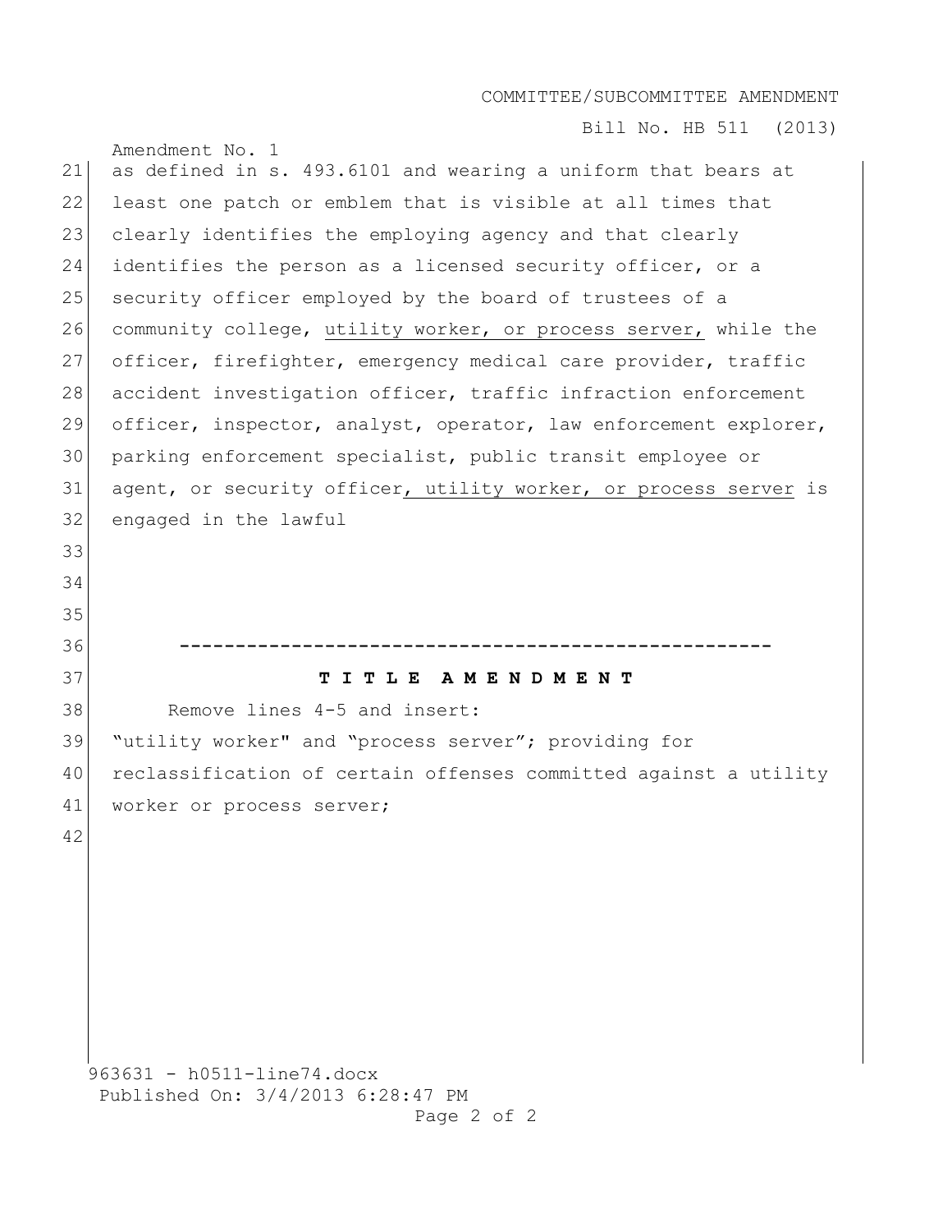as defined in s. 493.6101 and wearing a uniform that bears at least one patch or emblem that is visible at all times that clearly identifies the employing agency and that clearly identifies the person as a licensed security officer, or a security officer employed by the board of trustees of a community college, utility worker, or process server, while the officer, firefighter, emergency medical care provider, traffic accident investigation officer, traffic infraction enforcement officer, inspector, analyst, operator, law enforcement explorer, parking enforcement specialist, public transit employee or agent, or security officer, utility worker, or process server is engaged in the lawful

-----------------------------------------------------

**T I T L E   A M E N D M E N T**

Remove lines 4-5 and insert:

"utility worker" and "process server"; providing for reclassification of certain offenses committed against a utility worker or process server;

963631 - h0511-line74.docx
Published On: 3/4/2013 6:28:47 PM